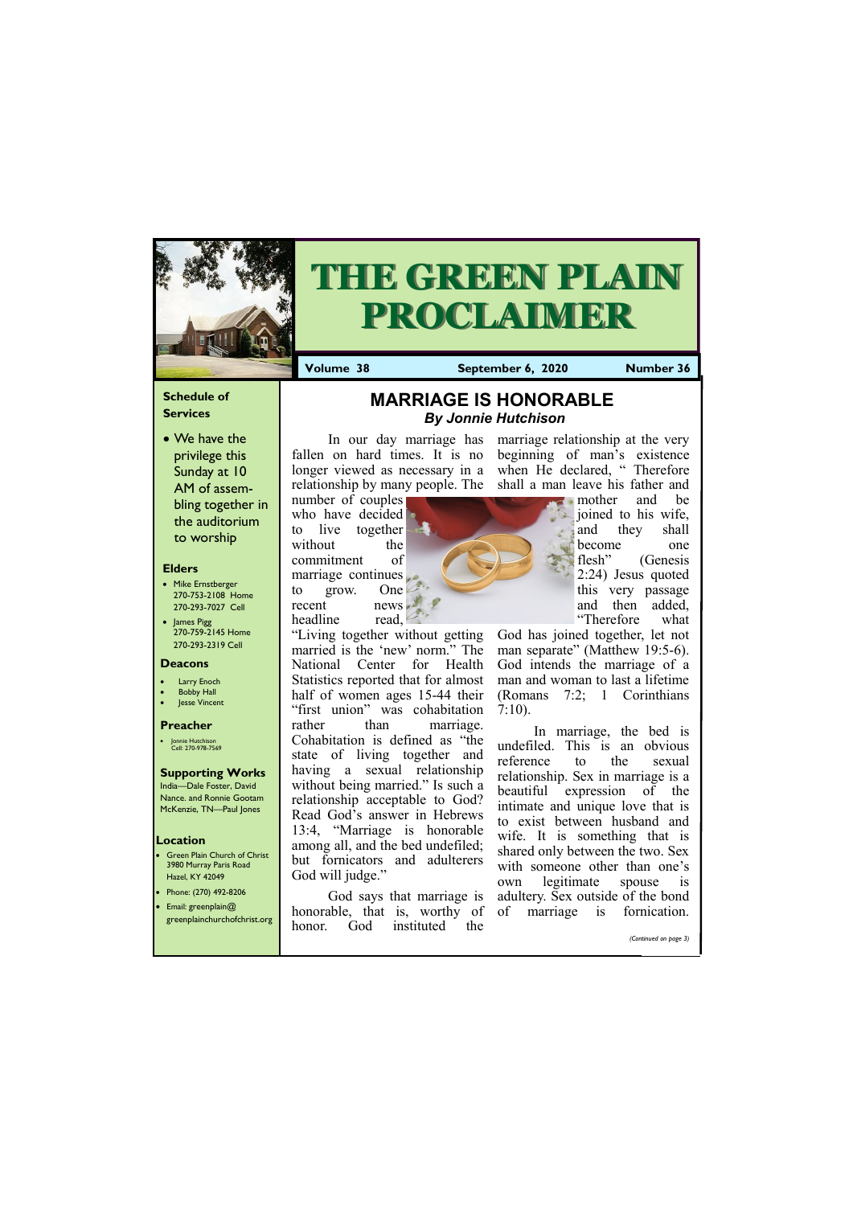# THE GREEN PLAIN PROCLAIMER

**Volume 38** **September 6, 2020** **Number 36**

**Schedule of Services**

- We have the privilege this Sunday at 10 AM of assembling together in the auditorium to worship

**Elders**

- Mike Ernstberger 270-753-2108 Home 270-293-7027 Cell
- James Pigg 270-759-2145 Home 270-293-2319 Cell

**Deacons**

- Larry Enoch
- Bobby Hall
- Jesse Vincent

**Preacher**

- Jonnie Hutchison Cell: 270-978-7569

**Supporting Works**

India—Dale Foster, David Nance. and Ronnie Gootam McKenzie, TN—Paul Jones

**Location**

- Green Plain Church of Christ 3980 Murray Paris Road Hazel, KY 42049
- Phone: (270) 492-8206
- Email: greenplain@ greenplainchurchofchrist.org

## MARRIAGE IS HONORABLE

***By Jonnie Hutchison***

In our day marriage has fallen on hard times. It is no longer viewed as necessary in a relationship by many people. The number of couples who have decided to live together without the commitment of marriage continues to grow. One recent news headline read, "Living together without getting married is the 'new' norm." The National Center for Health Statistics reported that for almost half of women ages 15-44 their "first union" was cohabitation rather than marriage. Cohabitation is defined as "the state of living together and having a sexual relationship without being married." Is such a relationship acceptable to God? Read God's answer in Hebrews 13:4, "Marriage is honorable among all, and the bed undefiled; but fornicators and adulterers God will judge."

God says that marriage is honorable, that is, worthy of honor. God instituted the marriage relationship at the very beginning of man's existence when He declared, " Therefore shall a man leave his father and mother and be joined to his wife, and they shall become one flesh" (Genesis 2:24) Jesus quoted this very passage and then added, "Therefore what God has joined together, let not man separate" (Matthew 19:5-6). God intends the marriage of a man and woman to last a lifetime (Romans 7:2; 1 Corinthians 7:10).

In marriage, the bed is undefiled. This is an obvious reference to the sexual relationship. Sex in marriage is a beautiful expression of the intimate and unique love that is to exist between husband and wife. It is something that is shared only between the two. Sex with someone other than one's own legitimate spouse is adultery. Sex outside of the bond of marriage is fornication.

*(Continued on page 3)*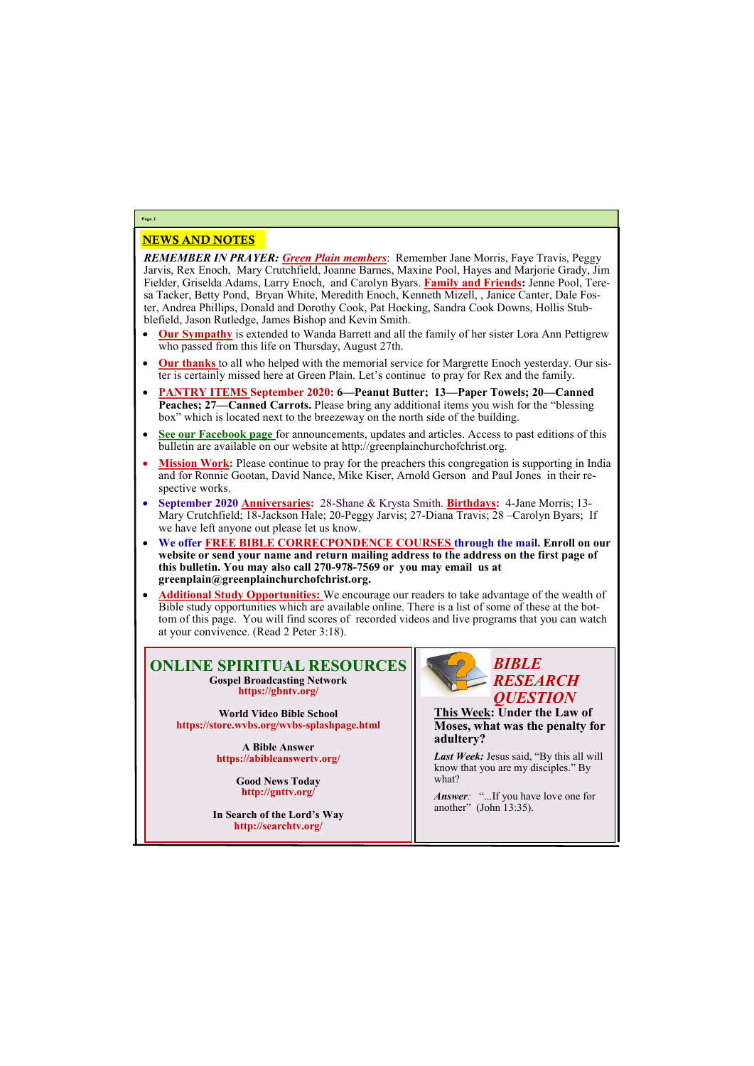## NEWS AND NOTES

***REMEMBER IN PRAYER:*** ***Green Plain members***: Remember Jane Morris, Faye Travis, Peggy Jarvis, Rex Enoch, Mary Crutchfield, Joanne Barnes, Maxine Pool, Hayes and Marjorie Grady, Jim Fielder, Griselda Adams, Larry Enoch, and Carolyn Byars. **Family and Friends:** Jenne Pool, Teresa Tacker, Betty Pond, Bryan White, Meredith Enoch, Kenneth Mizell, , Janice Canter, Dale Foster, Andrea Phillips, Donald and Dorothy Cook, Pat Hocking, Sandra Cook Downs, Hollis Stubblefield, Jason Rutledge, James Bishop and Kevin Smith.

- **Our Sympathy** is extended to Wanda Barrett and all the family of her sister Lora Ann Pettigrew who passed from this life on Thursday, August 27th.
- **Our thanks** to all who helped with the memorial service for Margrette Enoch yesterday. Our sister is certainly missed here at Green Plain. Let's continue to pray for Rex and the family.
- **PANTRY ITEMS September 2020: 6—Peanut Butter; 13—Paper Towels; 20—Canned Peaches; 27—Canned Carrots.** Please bring any additional items you wish for the "blessing box" which is located next to the breezeway on the north side of the building.
- **See our Facebook page** for announcements, updates and articles. Access to past editions of this bulletin are available on our website at http://greenplainchurchofchrist.org.
- **Mission Work:** Please continue to pray for the preachers this congregation is supporting in India and for Ronnie Gootan, David Nance, Mike Kiser, Arnold Gerson and Paul Jones in their respective works.
- **September 2020 Anniversaries:** 28-Shane & Krysta Smith. **Birthdays:** 4-Jane Morris; 13-Mary Crutchfield; 18-Jackson Hale; 20-Peggy Jarvis; 27-Diana Travis; 28 –Carolyn Byars; If we have left anyone out please let us know.
- **We offer FREE BIBLE CORRECPONDENCE COURSES through the mail. Enroll on our website or send your name and return mailing address to the address on the first page of this bulletin. You may also call 270-978-7569 or you may email us at greenplain@greenplainchurchofchrist.org.**
- **Additional Study Opportunities:** We encourage our readers to take advantage of the wealth of Bible study opportunities which are available online. There is a list of some of these at the bottom of this page. You will find scores of recorded videos and live programs that you can watch at your convivence. (Read 2 Peter 3:18).

## ONLINE SPIRITUAL RESOURCES

**Gospel Broadcasting Network**
**https://gbntv.org/**

**World Video Bible School**
**https://store.wvbs.org/wvbs-splashpage.html**

**A Bible Answer**
**https://abibleanswertv.org/**

**Good News Today**
**http://gnttv.org/**

**In Search of the Lord's Way**
**http://searchtv.org/**

## *BIBLE RESEARCH QUESTION*

**This Week: Under the Law of Moses, what was the penalty for adultery?**

***Last Week:*** Jesus said, "By this all will know that you are my disciples." By what?

***Answer:*** "...If you have love one for another" (John 13:35).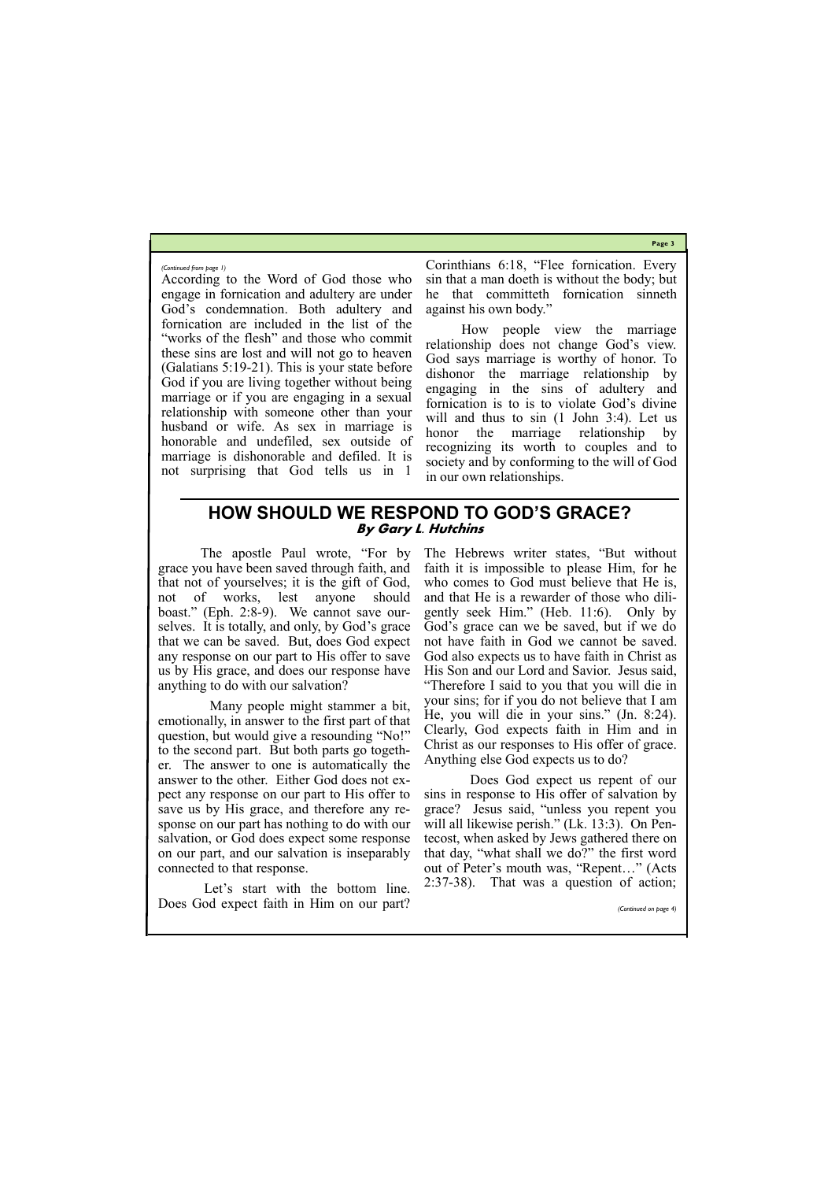*(Continued from page 1)*

According to the Word of God those who engage in fornication and adultery are under God's condemnation. Both adultery and fornication are included in the list of the "works of the flesh" and those who commit these sins are lost and will not go to heaven (Galatians 5:19-21). This is your state before God if you are living together without being marriage or if you are engaging in a sexual relationship with someone other than your husband or wife. As sex in marriage is honorable and undefiled, sex outside of marriage is dishonorable and defiled. It is not surprising that God tells us in 1 Corinthians 6:18, "Flee fornication. Every sin that a man doeth is without the body; but he that committeth fornication sinneth against his own body."

How people view the marriage relationship does not change God's view. God says marriage is worthy of honor. To dishonor the marriage relationship by engaging in the sins of adultery and fornication is to is to violate God's divine will and thus to sin (1 John 3:4). Let us honor the marriage relationship by recognizing its worth to couples and to society and by conforming to the will of God in our own relationships.

## HOW SHOULD WE RESPOND TO GOD'S GRACE?

**By Gary L. Hutchins**

The apostle Paul wrote, "For by grace you have been saved through faith, and that not of yourselves; it is the gift of God, not of works, lest anyone should boast." (Eph. 2:8-9). We cannot save ourselves. It is totally, and only, by God's grace that we can be saved. But, does God expect any response on our part to His offer to save us by His grace, and does our response have anything to do with our salvation?

Many people might stammer a bit, emotionally, in answer to the first part of that question, but would give a resounding "No!" to the second part. But both parts go together. The answer to one is automatically the answer to the other. Either God does not expect any response on our part to His offer to save us by His grace, and therefore any response on our part has nothing to do with our salvation, or God does expect some response on our part, and our salvation is inseparably connected to that response.

Let's start with the bottom line. Does God expect faith in Him on our part? The Hebrews writer states, "But without faith it is impossible to please Him, for he who comes to God must believe that He is, and that He is a rewarder of those who diligently seek Him." (Heb. 11:6). Only by God's grace can we be saved, but if we do not have faith in God we cannot be saved. God also expects us to have faith in Christ as His Son and our Lord and Savior. Jesus said, "Therefore I said to you that you will die in your sins; for if you do not believe that I am He, you will die in your sins." (Jn. 8:24). Clearly, God expects faith in Him and in Christ as our responses to His offer of grace. Anything else God expects us to do?

Does God expect us repent of our sins in response to His offer of salvation by grace? Jesus said, "unless you repent you will all likewise perish." (Lk. 13:3). On Pentecost, when asked by Jews gathered there on that day, "what shall we do?" the first word out of Peter's mouth was, "Repent…" (Acts 2:37-38). That was a question of action;

*(Continued on page 4)*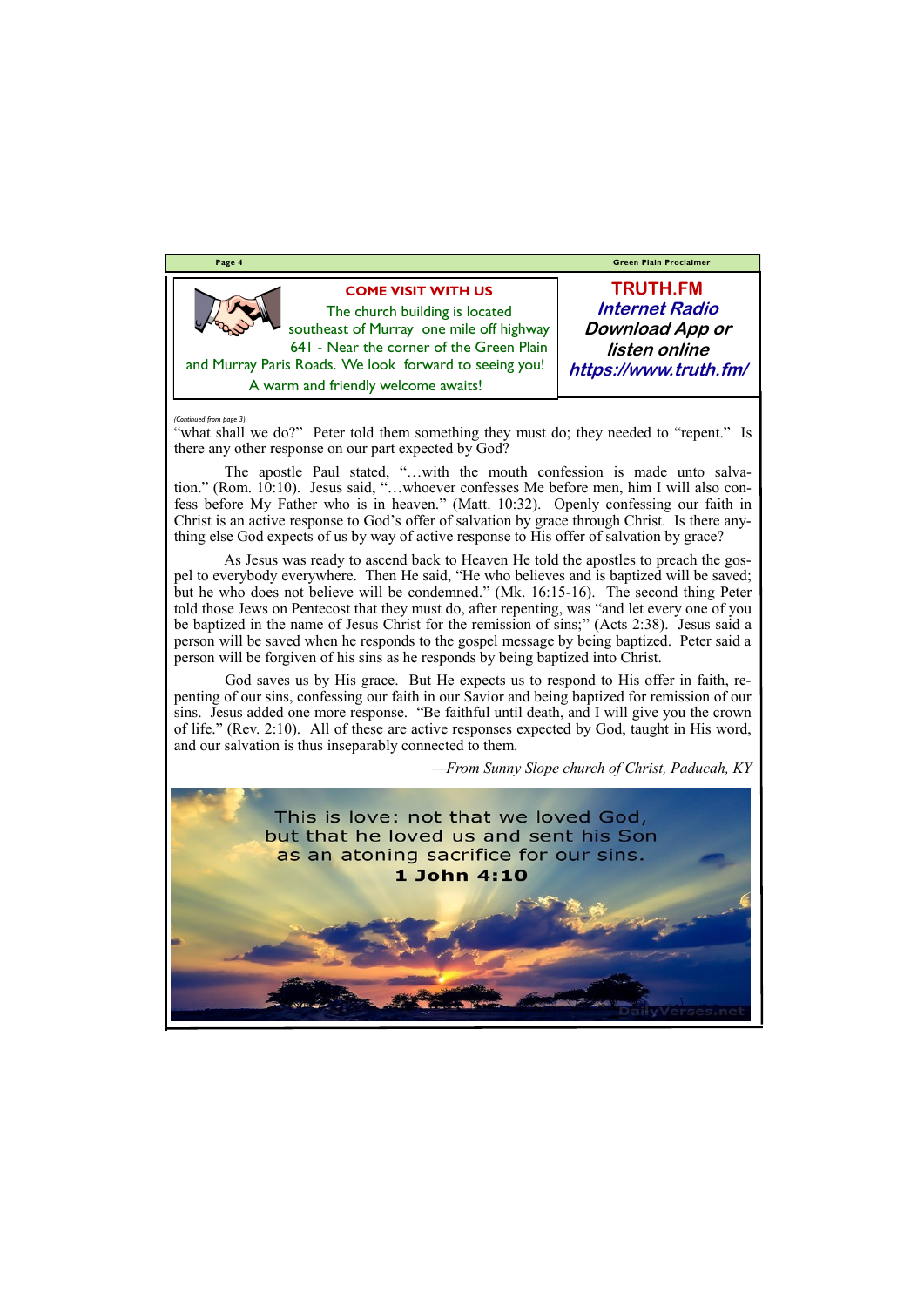### COME VISIT WITH US

The church building is located southeast of Murray one mile off highway 641 - Near the corner of the Green Plain and Murray Paris Roads. We look forward to seeing you! A warm and friendly welcome awaits!

**TRUTH.FM**

***Internet Radio***

***Download App or listen online***

***https://www.truth.fm/***

*(Continued from page 3)*

"what shall we do?" Peter told them something they must do; they needed to "repent." Is there any other response on our part expected by God?

The apostle Paul stated, "…with the mouth confession is made unto salvation." (Rom. 10:10). Jesus said, "…whoever confesses Me before men, him I will also confess before My Father who is in heaven." (Matt. 10:32). Openly confessing our faith in Christ is an active response to God's offer of salvation by grace through Christ. Is there anything else God expects of us by way of active response to His offer of salvation by grace?

As Jesus was ready to ascend back to Heaven He told the apostles to preach the gospel to everybody everywhere. Then He said, "He who believes and is baptized will be saved; but he who does not believe will be condemned." (Mk. 16:15-16). The second thing Peter told those Jews on Pentecost that they must do, after repenting, was "and let every one of you be baptized in the name of Jesus Christ for the remission of sins;" (Acts 2:38). Jesus said a person will be saved when he responds to the gospel message by being baptized. Peter said a person will be forgiven of his sins as he responds by being baptized into Christ.

God saves us by His grace. But He expects us to respond to His offer in faith, repenting of our sins, confessing our faith in our Savior and being baptized for remission of our sins. Jesus added one more response. "Be faithful until death, and I will give you the crown of life." (Rev. 2:10). All of these are active responses expected by God, taught in His word, and our salvation is thus inseparably connected to them.

*—From Sunny Slope church of Christ, Paducah, KY*

This is love: not that we loved God, but that he loved us and sent his Son as an atoning sacrifice for our sins.
**1 John 4:10**

DailyVerses.net